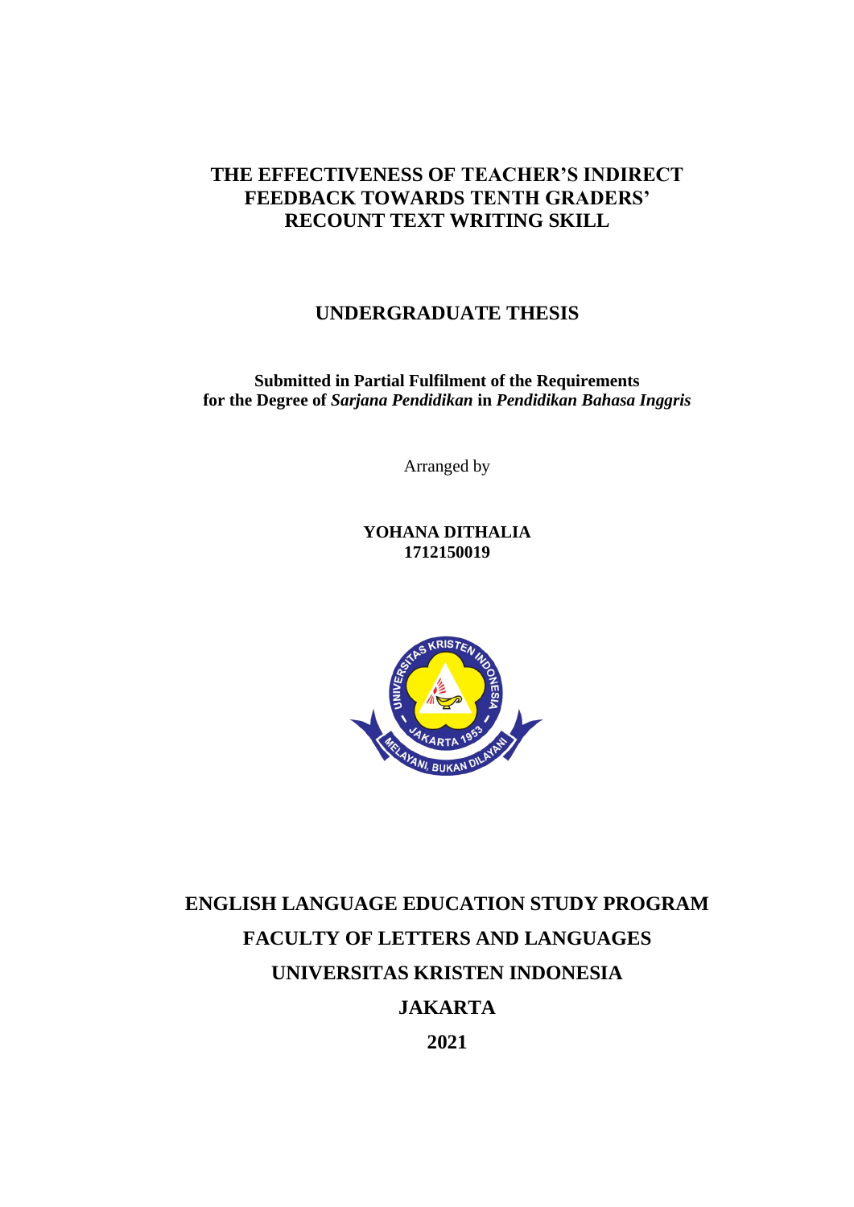# THE EFFECTIVENESS OF TEACHER'S INDIRECT FEEDBACK TOWARDS TENTH GRADERS' RECOUNT TEXT WRITING SKILL

## UNDERGRADUATE THESIS

**Submitted in Partial Fulfilment of the Requirements**
**for the Degree of *Sarjana Pendidikan* in *Pendidikan Bahasa Inggris***

Arranged by

**YOHANA DITHALIA**
**1712150019**

**ENGLISH LANGUAGE EDUCATION STUDY PROGRAM**

**FACULTY OF LETTERS AND LANGUAGES**

**UNIVERSITAS KRISTEN INDONESIA**

**JAKARTA**

**2021**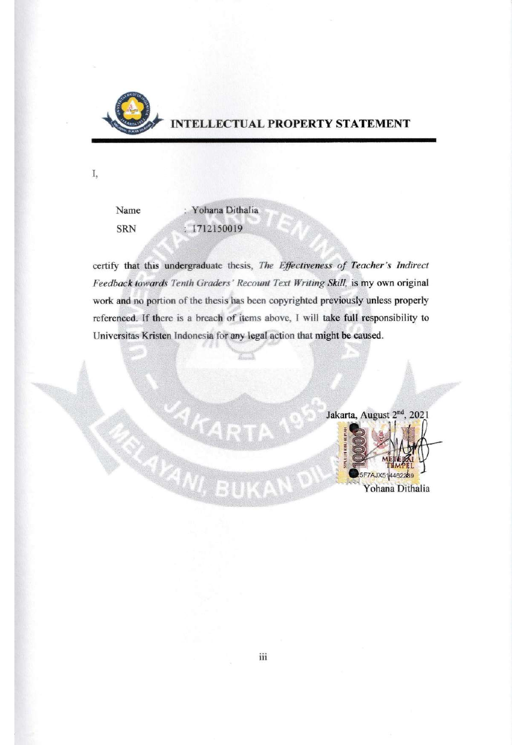# INTELLECTUAL PROPERTY STATEMENT

I,

Name : Yohana Dithalia

SRN : 1712150019

certify that this undergraduate thesis, *The Effectiveness of Teacher's Indirect Feedback towards Tenth Graders' Recount Text Writing Skill,* is my own original work and no portion of the thesis has been copyrighted previously unless properly referenced. If there is a breach of items above, I will take full responsibility to Universitas Kristen Indonesia for any legal action that might be caused.

Jakarta, August 2nd, 2021

METERAI TEMPEL

5F7AJX514462289

Yohana Dithalia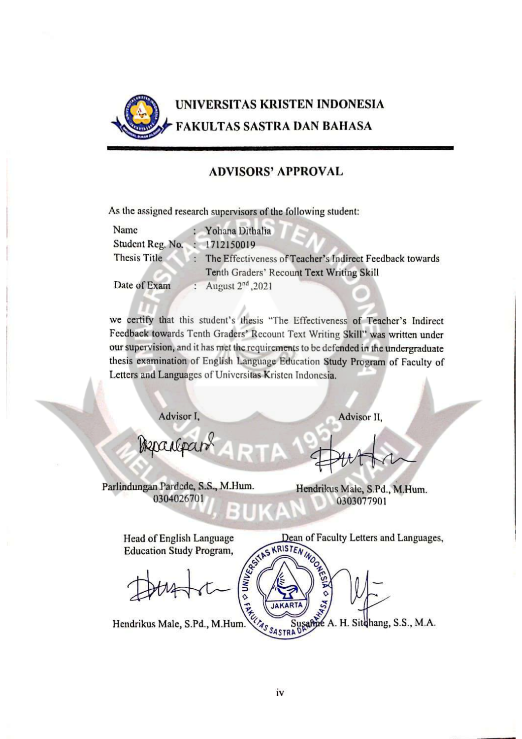**UNIVERSITAS KRISTEN INDONESIA**
**FAKULTAS SASTRA DAN BAHASA**

## ADVISORS' APPROVAL

As the assigned research supervisors of the following student:

| | | |
|---|---|---|
| Name | : | Yohana Dithalia |
| Student Reg. No. | : | 1712150019 |
| Thesis Title | : | The Effectiveness of Teacher's Indirect Feedback towards Tenth Graders' Recount Text Writing Skill |
| Date of Exam | : | August 2nd, 2021 |

we certify that this student's thesis "The Effectiveness of Teacher's Indirect Feedback towards Tenth Graders' Recount Text Writing Skill" was written under our supervision, and it has met the requirements to be defended in the undergraduate thesis examination of English Language Education Study Program of Faculty of Letters and Languages of Universitas Kristen Indonesia.

Advisor I,

Parlindungan Pardede, S.S., M.Hum.
0304026701

Advisor II,

Hendrikus Male, S.Pd., M.Hum.
0303077901

Head of English Language Education Study Program,

Hendrikus Male, S.Pd., M.Hum.

Dean of Faculty Letters and Languages,

Susanne A. H. Sitohang, S.S., M.A.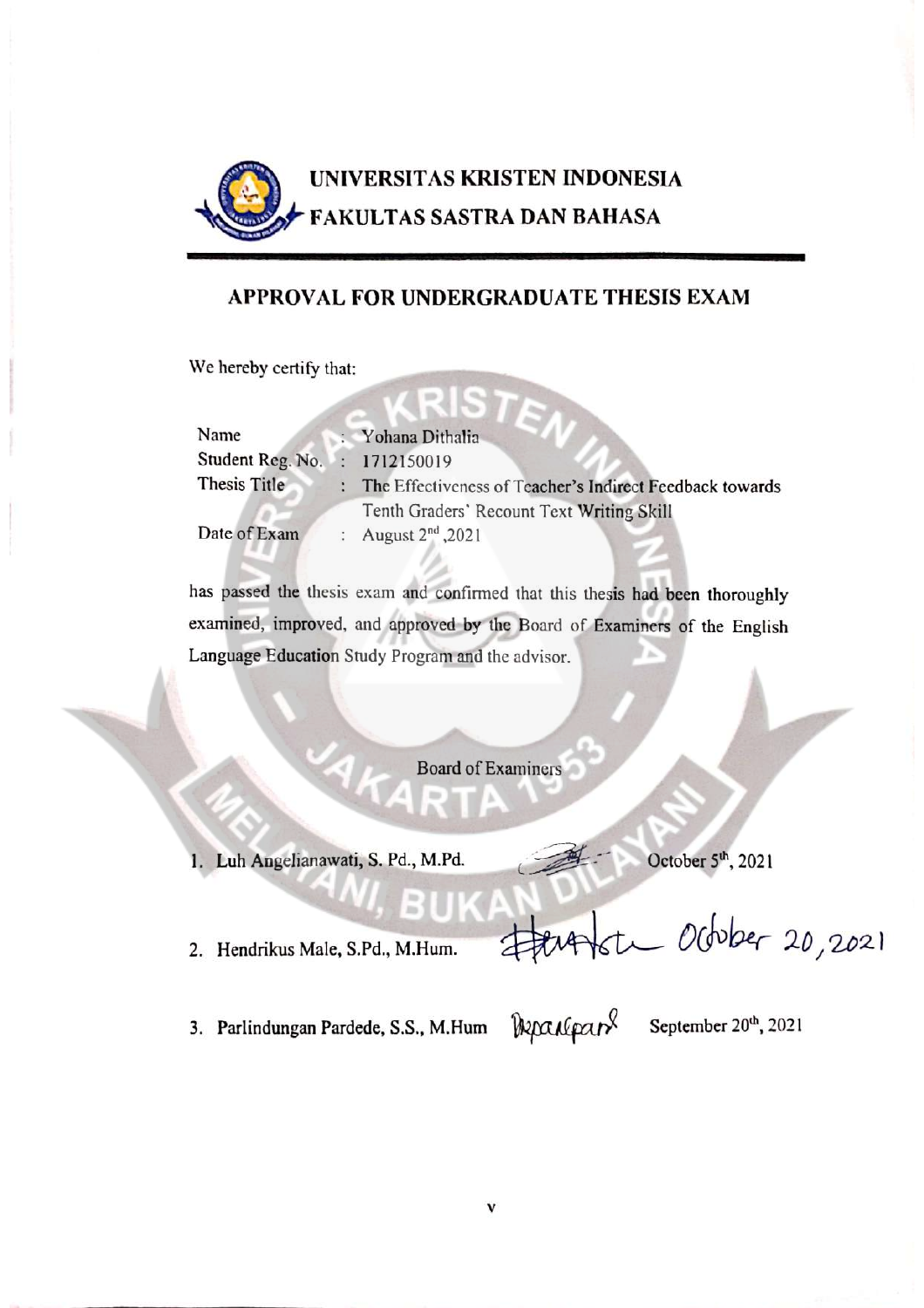**UNIVERSITAS KRISTEN INDONESIA**
**FAKULTAS SASTRA DAN BAHASA**

## APPROVAL FOR UNDERGRADUATE THESIS EXAM

We hereby certify that:

| | | |
|---|---|---|
| Name | : | Yohana Dithalia |
| Student Reg. No. | : | 1712150019 |
| Thesis Title | : | The Effectiveness of Teacher's Indirect Feedback towards Tenth Graders' Recount Text Writing Skill |
| Date of Exam | : | August 2nd, 2021 |

has passed the thesis exam and confirmed that this thesis had been thoroughly examined, improved, and approved by the Board of Examiners of the English Language Education Study Program and the advisor.

Board of Examiners

1. Luh Angelianawati, S. Pd., M.Pd. October 5th, 2021
2. Hendrikus Male, S.Pd., M.Hum. October 20, 2021
3. Parlindungan Pardede, S.S., M.Hum September 20th, 2021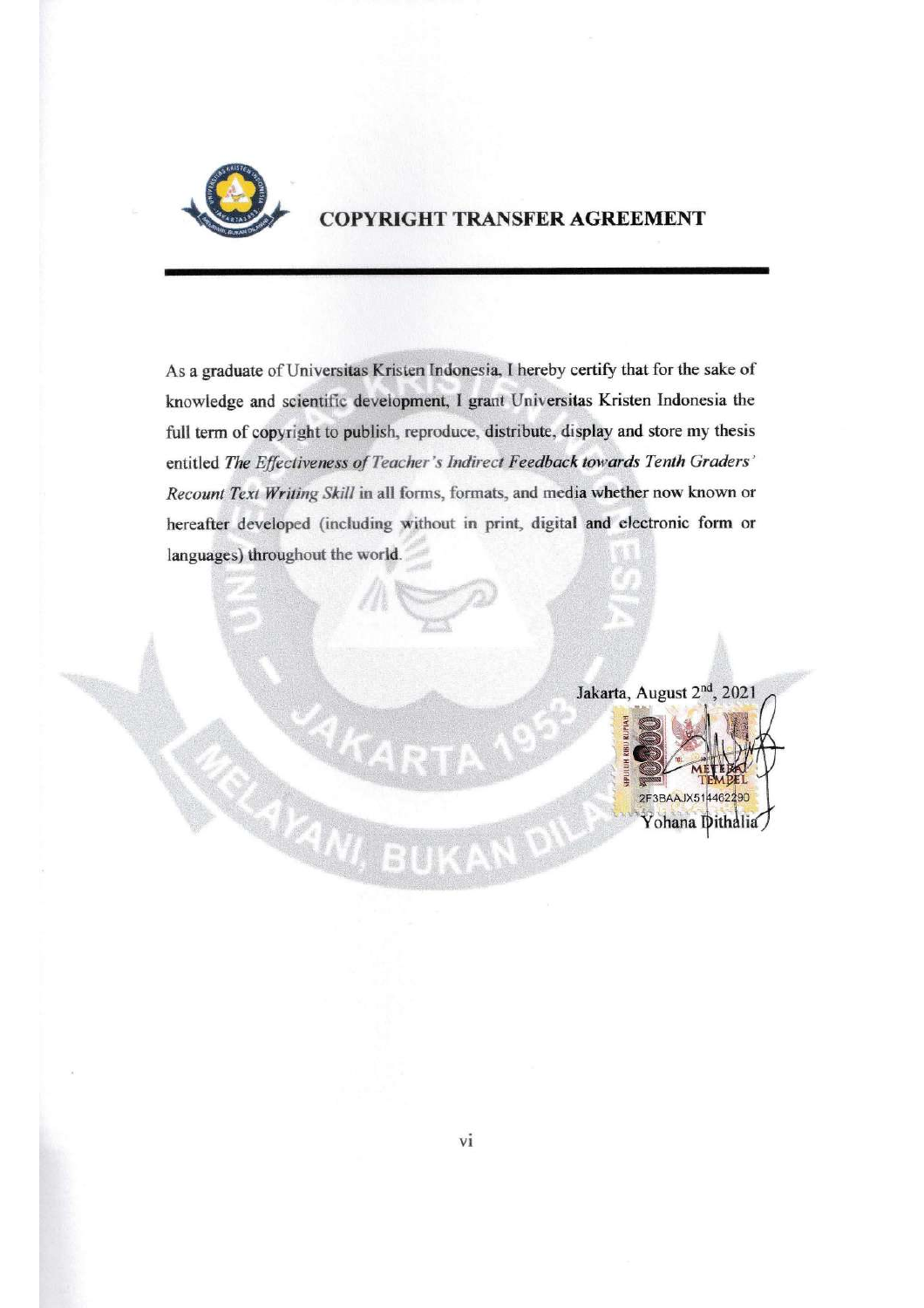# COPYRIGHT TRANSFER AGREEMENT

As a graduate of Universitas Kristen Indonesia, I hereby certify that for the sake of knowledge and scientific development, I grant Universitas Kristen Indonesia the full term of copyright to publish, reproduce, distribute, display and store my thesis entitled *The Effectiveness of Teacher's Indirect Feedback towards Tenth Graders' Recount Text Writing Skill* in all forms, formats, and media whether now known or hereafter developed (including without in print, digital and electronic form or languages) throughout the world.

Jakarta, August 2nd, 2021

METERAI TEMPEL 2F3BAAJX514462290

Yohana Dithalia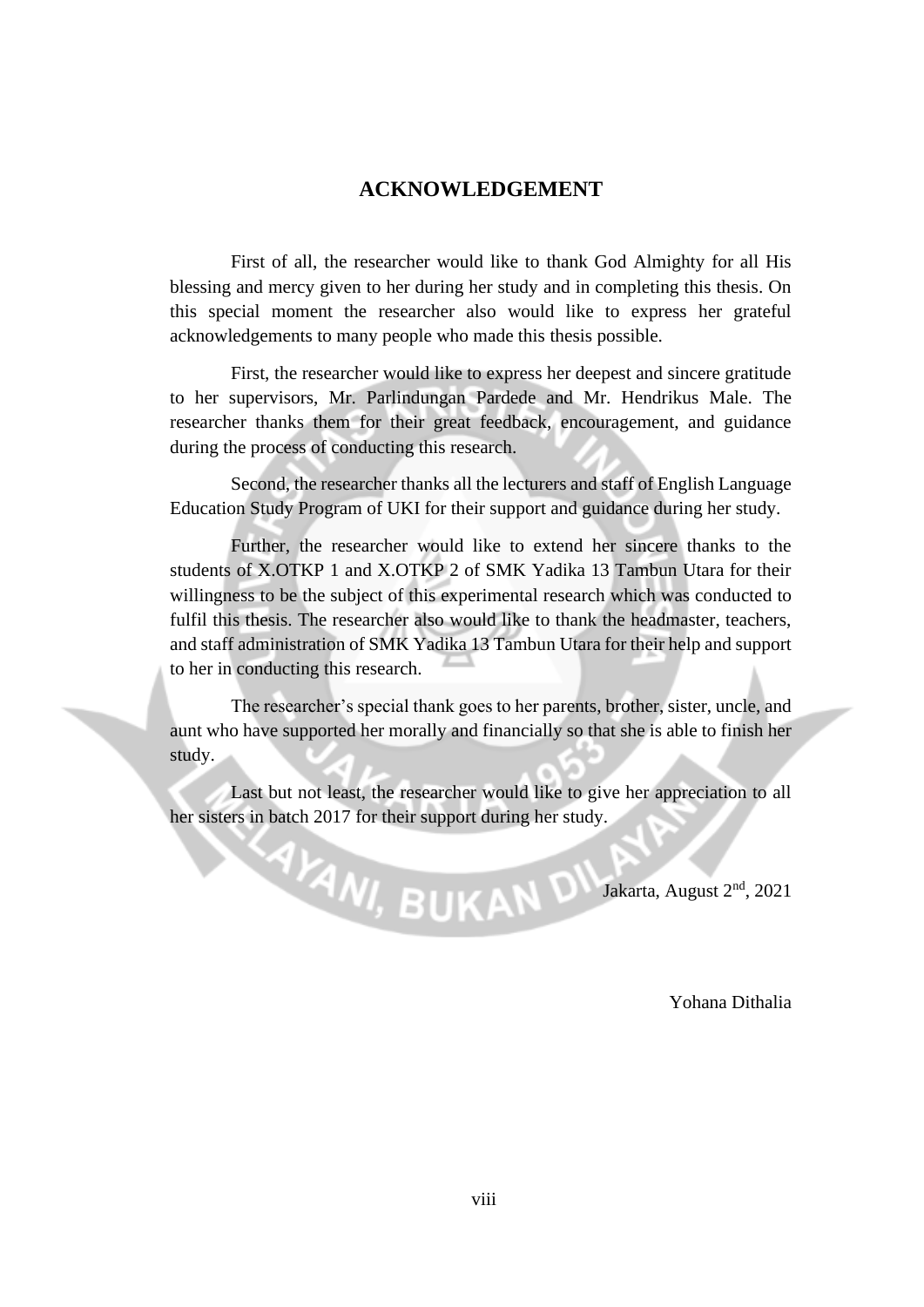# ACKNOWLEDGEMENT

First of all, the researcher would like to thank God Almighty for all His blessing and mercy given to her during her study and in completing this thesis. On this special moment the researcher also would like to express her grateful acknowledgements to many people who made this thesis possible.

First, the researcher would like to express her deepest and sincere gratitude to her supervisors, Mr. Parlindungan Pardede and Mr. Hendrikus Male. The researcher thanks them for their great feedback, encouragement, and guidance during the process of conducting this research.

Second, the researcher thanks all the lecturers and staff of English Language Education Study Program of UKI for their support and guidance during her study.

Further, the researcher would like to extend her sincere thanks to the students of X.OTKP 1 and X.OTKP 2 of SMK Yadika 13 Tambun Utara for their willingness to be the subject of this experimental research which was conducted to fulfil this thesis. The researcher also would like to thank the headmaster, teachers, and staff administration of SMK Yadika 13 Tambun Utara for their help and support to her in conducting this research.

The researcher's special thank goes to her parents, brother, sister, uncle, and aunt who have supported her morally and financially so that she is able to finish her study.

Last but not least, the researcher would like to give her appreciation to all her sisters in batch 2017 for their support during her study.

Jakarta, August 2nd, 2021

Yohana Dithalia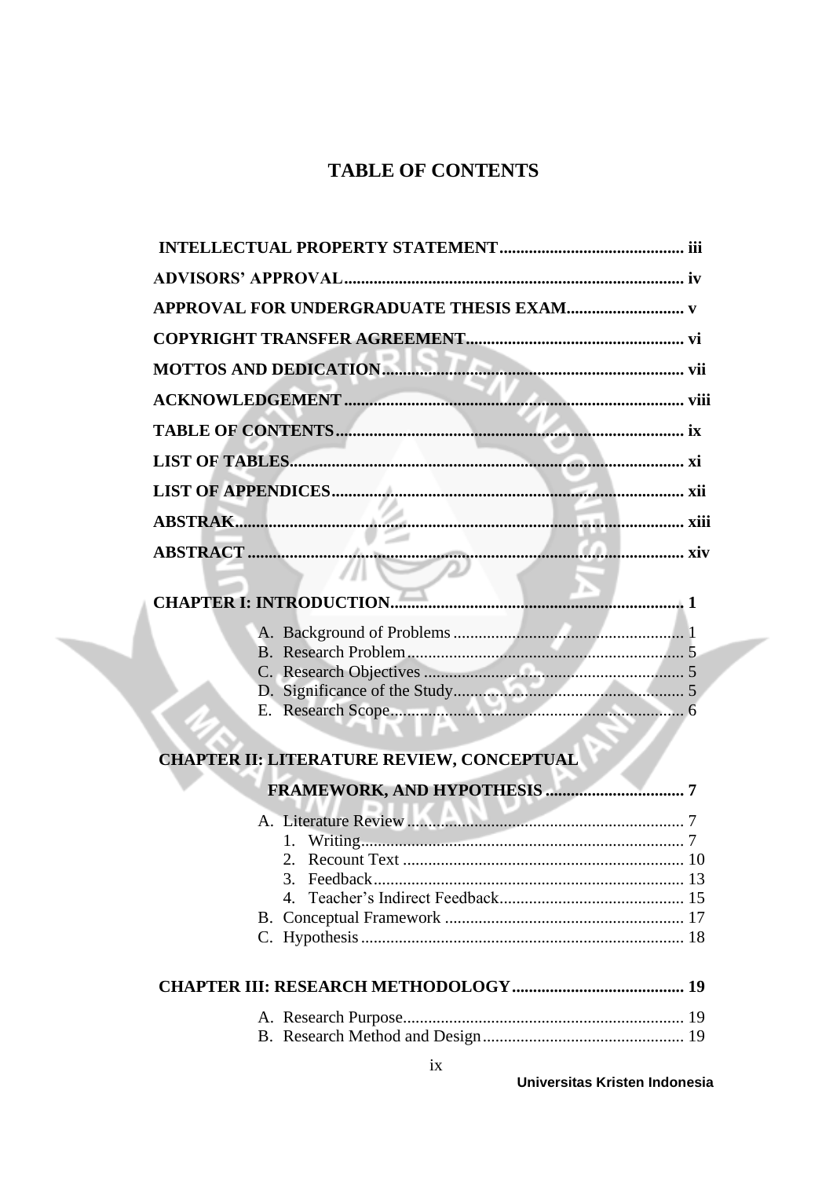# TABLE OF CONTENTS

**INTELLECTUAL PROPERTY STATEMENT** ........................................... **iii**

**ADVISORS' APPROVAL** ................................................................ **iv**

**APPROVAL FOR UNDERGRADUATE THESIS EXAM** ........................... **v**

**COPYRIGHT TRANSFER AGREEMENT** ................................................ **vi**

**MOTTOS AND DEDICATION** ......................................................... **vii**

**ACKNOWLEDGEMENT** .................................................................. **viii**

**TABLE OF CONTENTS** ................................................................... **ix**

**LIST OF TABLES** ........................................................................... **xi**

**LIST OF APPENDICES** .................................................................... **xii**

**ABSTRAK** ..................................................................................... **xiii**

**ABSTRACT** .................................................................................... **xiv**

**CHAPTER I: INTRODUCTION** .......................................................... **1**

A. Background of Problems ........................................................ 1
B. Research Problem .................................................................. 5
C. Research Objectives ............................................................... 5
D. Significance of the Study ........................................................ 5
E. Research Scope ..................................................................... 6

**CHAPTER II: LITERATURE REVIEW, CONCEPTUAL FRAMEWORK, AND HYPOTHESIS** ................................. **7**

A. Literature Review .................................................................. 7
   1. Writing ............................................................................ 7
   2. Recount Text ................................................................... 10
   3. Feedback ......................................................................... 13
   4. Teacher's Indirect Feedback ............................................. 15
B. Conceptual Framework .......................................................... 17
C. Hypothesis ............................................................................ 18

**CHAPTER III: RESEARCH METHODOLOGY** ......................................... **19**

A. Research Purpose ................................................................... 19
B. Research Method and Design .................................................. 19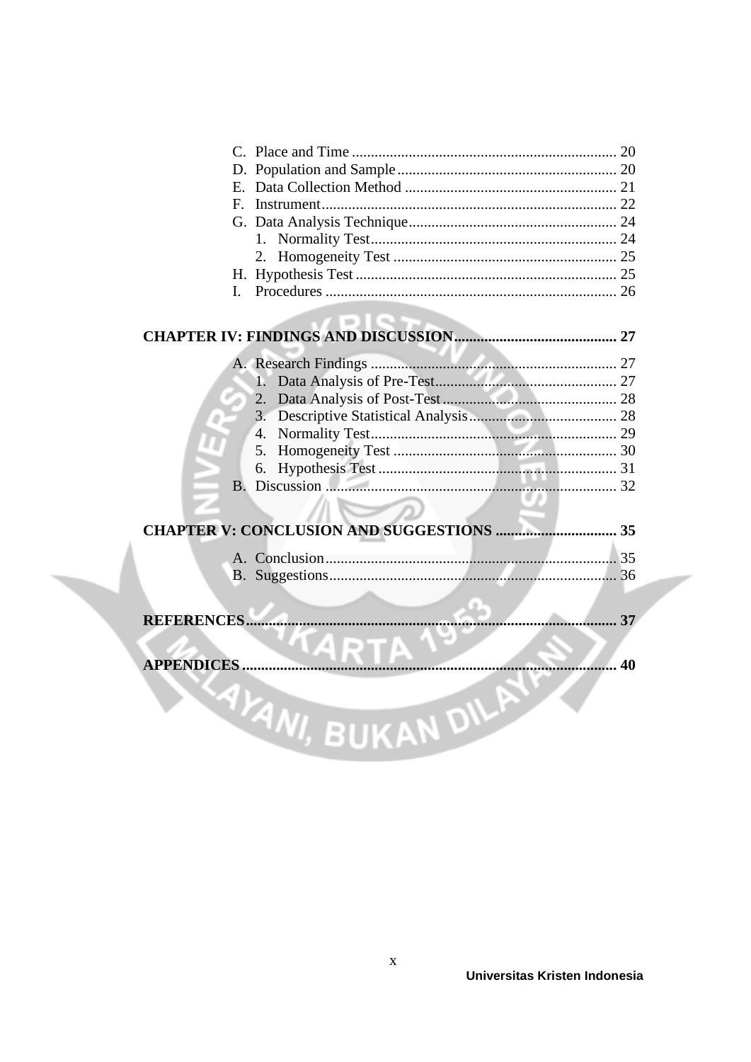C. Place and Time ...................................................................... 20
D. Population and Sample ........................................................... 20
E. Data Collection Method ........................................................ 21
F. Instrument.............................................................................. 22
G. Data Analysis Technique....................................................... 24
   1. Normality Test................................................................. 24
   2. Homogeneity Test ........................................................... 25
H. Hypothesis Test ..................................................................... 25
I. Procedures ............................................................................. 26

**CHAPTER IV: FINDINGS AND DISCUSSION........................................... 27**

A. Research Findings ................................................................. 27
   1. Data Analysis of Pre-Test................................................ 27
   2. Data Analysis of Post-Test .............................................. 28
   3. Descriptive Statistical Analysis....................................... 28
   4. Normality Test................................................................. 29
   5. Homogeneity Test ........................................................... 30
   6. Hypothesis Test ............................................................... 31
B. Discussion ............................................................................. 32

**CHAPTER V: CONCLUSION AND SUGGESTIONS ................................ 35**

A. Conclusion............................................................................. 35
B. Suggestions............................................................................ 36

**REFERENCES................................................................................................ 37**

**APPENDICES ................................................................................................. 40**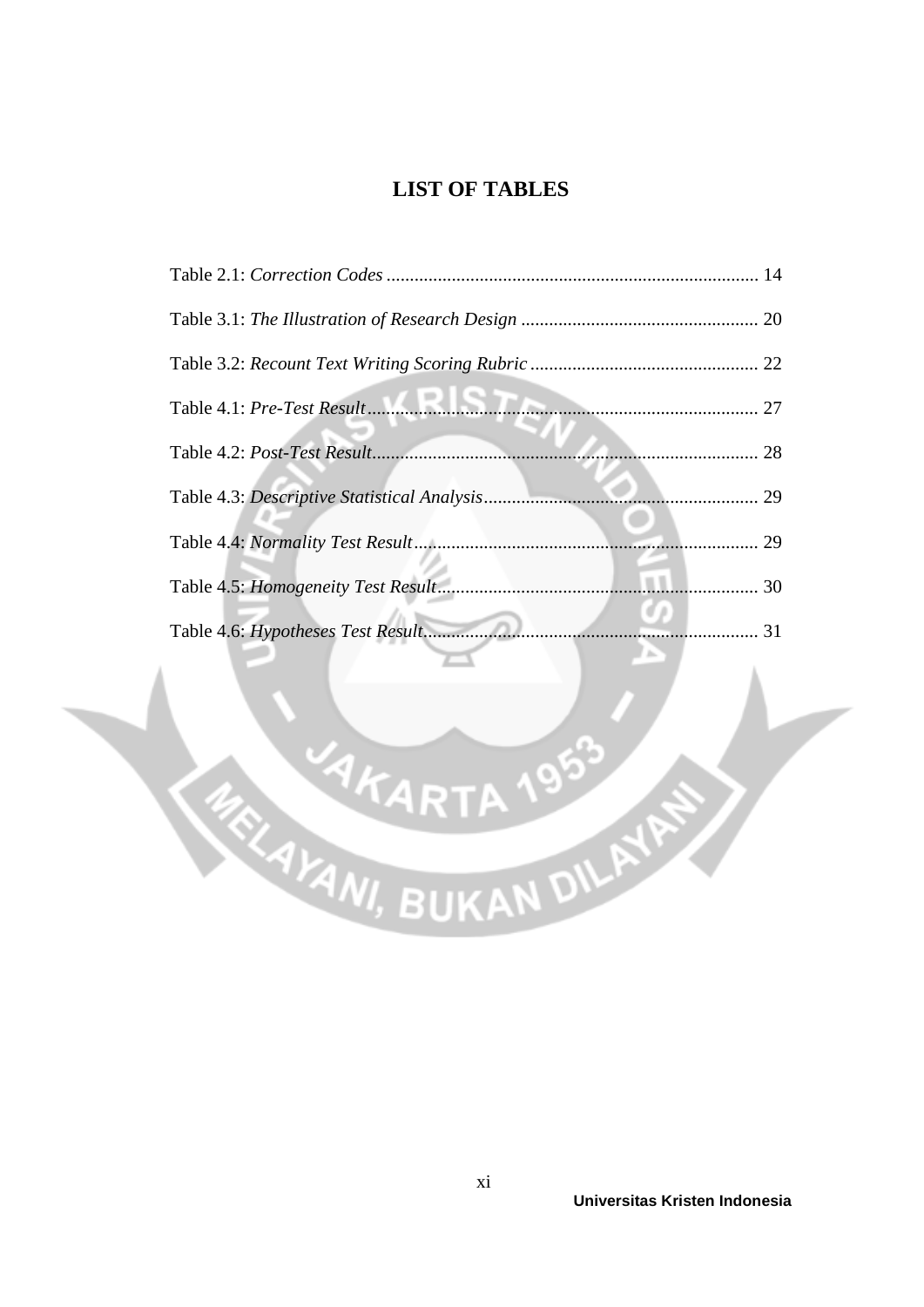# LIST OF TABLES

Table 2.1: *Correction Codes* ................................................................................ 14

Table 3.1: *The Illustration of Research Design* ................................................... 20

Table 3.2: *Recount Text Writing Scoring Rubric* ................................................. 22

Table 4.1: *Pre-Test Result*.................................................................................... 27

Table 4.2: *Post-Test Result*................................................................................... 28

Table 4.3: *Descriptive Statistical Analysis*........................................................... 29

Table 4.4: *Normality Test Result*.......................................................................... 29

Table 4.5: *Homogeneity Test Result*..................................................................... 30

Table 4.6: *Hypotheses Test Result*........................................................................ 31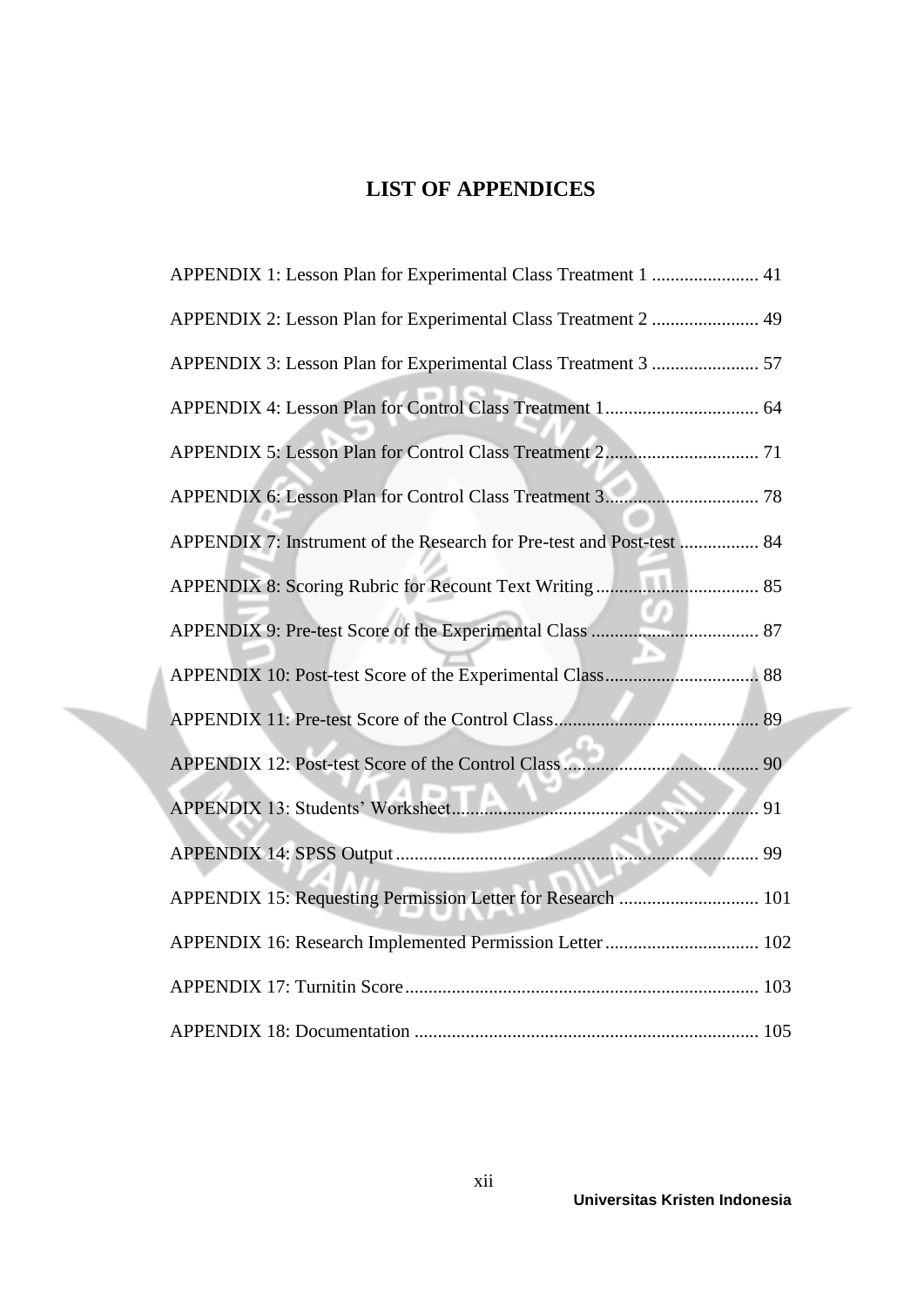# LIST OF APPENDICES

APPENDIX 1: Lesson Plan for Experimental Class Treatment 1 ....................... 41

APPENDIX 2: Lesson Plan for Experimental Class Treatment 2 ....................... 49

APPENDIX 3: Lesson Plan for Experimental Class Treatment 3 ....................... 57

APPENDIX 4: Lesson Plan for Control Class Treatment 1................................. 64

APPENDIX 5: Lesson Plan for Control Class Treatment 2................................. 71

APPENDIX 6: Lesson Plan for Control Class Treatment 3................................. 78

APPENDIX 7: Instrument of the Research for Pre-test and Post-test ................. 84

APPENDIX 8: Scoring Rubric for Recount Text Writing.................................. 85

APPENDIX 9: Pre-test Score of the Experimental Class .................................... 87

APPENDIX 10: Post-test Score of the Experimental Class................................. 88

APPENDIX 11: Pre-test Score of the Control Class............................................ 89

APPENDIX 12: Post-test Score of the Control Class .......................................... 90

APPENDIX 13: Students' Worksheet.................................................................. 91

APPENDIX 14: SPSS Output .............................................................................. 99

APPENDIX 15: Requesting Permission Letter for Research .............................. 101

APPENDIX 16: Research Implemented Permission Letter................................. 102

APPENDIX 17: Turnitin Score............................................................................ 103

APPENDIX 18: Documentation .......................................................................... 105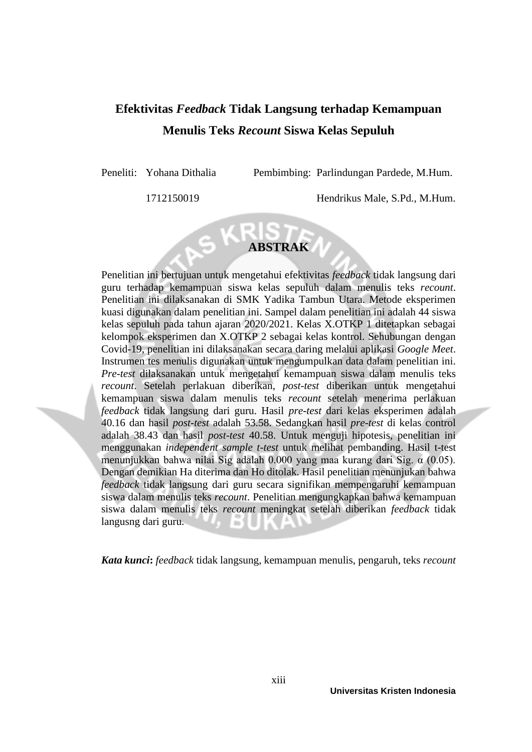# Efektivitas *Feedback* Tidak Langsung terhadap Kemampuan Menulis Teks *Recount* Siswa Kelas Sepuluh

Peneliti: Yohana Dithalia
1712150019

Pembimbing: Parlindungan Pardede, M.Hum.
Hendrikus Male, S.Pd., M.Hum.

## ABSTRAK

Penelitian ini bertujuan untuk mengetahui efektivitas *feedback* tidak langsung dari guru terhadap kemampuan siswa kelas sepuluh dalam menulis teks *recount*. Penelitian ini dilaksanakan di SMK Yadika Tambun Utara. Metode eksperimen kuasi digunakan dalam penelitian ini. Sampel dalam penelitian ini adalah 44 siswa kelas sepuluh pada tahun ajaran 2020/2021. Kelas X.OTKP 1 ditetapkan sebagai kelompok eksperimen dan X.OTKP 2 sebagai kelas kontrol. Sehubungan dengan Covid-19, penelitian ini dilaksanakan secara daring melalui aplikasi *Google Meet*. Instrumen tes menulis digunakan untuk mengumpulkan data dalam penelitian ini. *Pre-test* dilaksanakan untuk mengetahui kemampuan siswa dalam menulis teks *recount*. Setelah perlakuan diberikan, *post-test* diberikan untuk mengetahui kemampuan siswa dalam menulis teks *recount* setelah menerima perlakuan *feedback* tidak langsung dari guru. Hasil *pre-test* dari kelas eksperimen adalah 40.16 dan hasil *post-test* adalah 53.58. Sedangkan hasil *pre-test* di kelas control adalah 38.43 dan hasil *post-test* 40.58. Untuk menguji hipotesis, penelitian ini menggunakan *independent sample t-test* untuk melihat pembanding. Hasil t-test menunjukkan bahwa nilai Sig adalah 0.000 yang maa kurang dari Sig. α (0.05). Dengan demikian Ha diterima dan Ho ditolak. Hasil penelitian menunjukan bahwa *feedback* tidak langsung dari guru secara signifikan mempengaruhi kemampuan siswa dalam menulis teks *recount*. Penelitian mengungkapkan bahwa kemampuan siswa dalam menulis teks *recount* meningkat setelah diberikan *feedback* tidak langusng dari guru.

***Kata kunci*:** *feedback* tidak langsung, kemampuan menulis, pengaruh, teks *recount*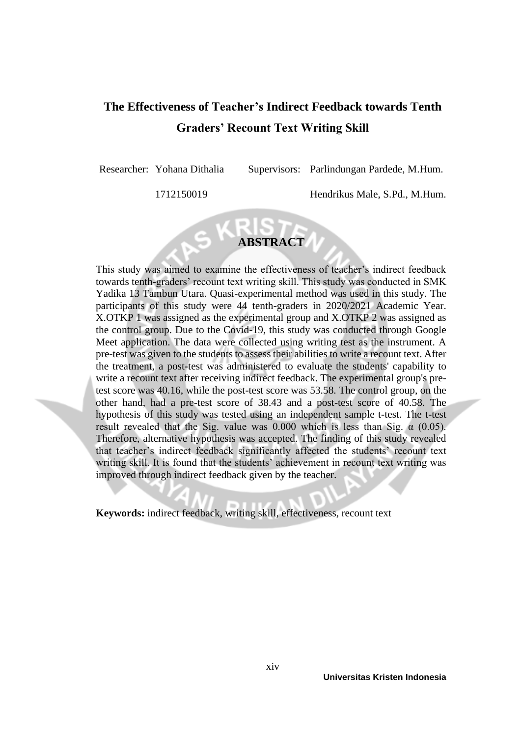# The Effectiveness of Teacher's Indirect Feedback towards Tenth Graders' Recount Text Writing Skill

| | | | |
|---|---|---|---|
| Researcher: | Yohana Dithalia | Supervisors: | Parlindungan Pardede, M.Hum. |
| | 1712150019 | | Hendrikus Male, S.Pd., M.Hum. |

## ABSTRACT

This study was aimed to examine the effectiveness of teacher's indirect feedback towards tenth-graders' recount text writing skill. This study was conducted in SMK Yadika 13 Tambun Utara. Quasi-experimental method was used in this study. The participants of this study were 44 tenth-graders in 2020/2021 Academic Year. X.OTKP 1 was assigned as the experimental group and X.OTKP 2 was assigned as the control group. Due to the Covid-19, this study was conducted through Google Meet application. The data were collected using writing test as the instrument. A pre-test was given to the students to assess their abilities to write a recount text. After the treatment, a post-test was administered to evaluate the students' capability to write a recount text after receiving indirect feedback. The experimental group's pre-test score was 40.16, while the post-test score was 53.58. The control group, on the other hand, had a pre-test score of 38.43 and a post-test score of 40.58. The hypothesis of this study was tested using an independent sample t-test. The t-test result revealed that the Sig. value was 0.000 which is less than Sig. $\alpha$ (0.05). Therefore, alternative hypothesis was accepted. The finding of this study revealed that teacher's indirect feedback significantly affected the students' recount text writing skill. It is found that the students' achievement in recount text writing was improved through indirect feedback given by the teacher.

**Keywords:** indirect feedback, writing skill, effectiveness, recount text